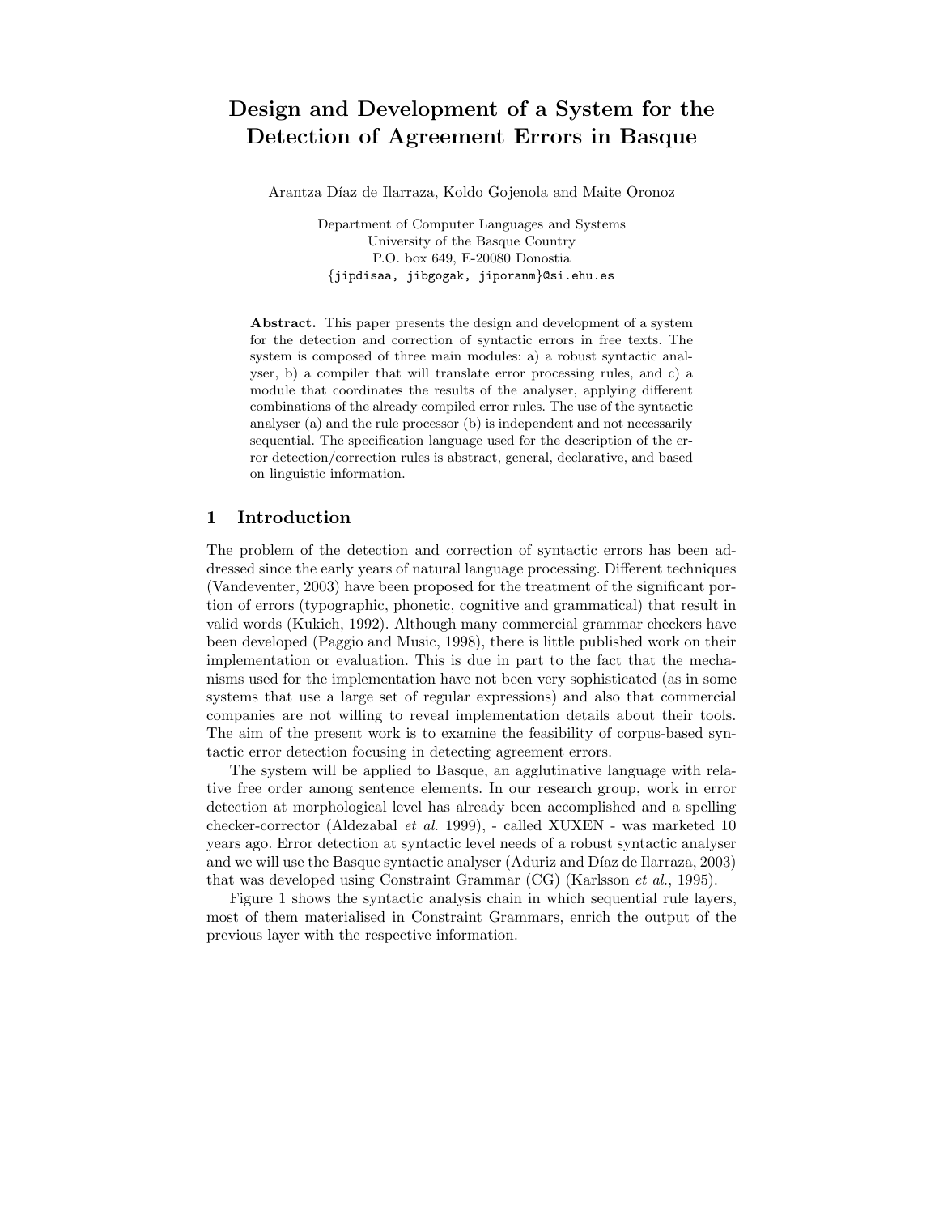# Design and Development of a System for the Detection of Agreement Errors in Basque

Arantza Díaz de Ilarraza, Koldo Gojenola and Maite Oronoz

Department of Computer Languages and Systems
University of the Basque Country
P.O. box 649, E-20080 Donostia
{jipdisaa, jibgogak, jiporanm}@si.ehu.es

**Abstract.** This paper presents the design and development of a system for the detection and correction of syntactic errors in free texts. The system is composed of three main modules: a) a robust syntactic analyser, b) a compiler that will translate error processing rules, and c) a module that coordinates the results of the analyser, applying different combinations of the already compiled error rules. The use of the syntactic analyser (a) and the rule processor (b) is independent and not necessarily sequential. The specification language used for the description of the error detection/correction rules is abstract, general, declarative, and based on linguistic information.

## 1 Introduction

The problem of the detection and correction of syntactic errors has been addressed since the early years of natural language processing. Different techniques (Vandeventer, 2003) have been proposed for the treatment of the significant portion of errors (typographic, phonetic, cognitive and grammatical) that result in valid words (Kukich, 1992). Although many commercial grammar checkers have been developed (Paggio and Music, 1998), there is little published work on their implementation or evaluation. This is due in part to the fact that the mechanisms used for the implementation have not been very sophisticated (as in some systems that use a large set of regular expressions) and also that commercial companies are not willing to reveal implementation details about their tools. The aim of the present work is to examine the feasibility of corpus-based syntactic error detection focusing in detecting agreement errors.

The system will be applied to Basque, an agglutinative language with relative free order among sentence elements. In our research group, work in error detection at morphological level has already been accomplished and a spelling checker-corrector (Aldezabal *et al.* 1999), - called XUXEN - was marketed 10 years ago. Error detection at syntactic level needs of a robust syntactic analyser and we will use the Basque syntactic analyser (Aduriz and Díaz de Ilarraza, 2003) that was developed using Constraint Grammar (CG) (Karlsson *et al.*, 1995).

Figure 1 shows the syntactic analysis chain in which sequential rule layers, most of them materialised in Constraint Grammars, enrich the output of the previous layer with the respective information.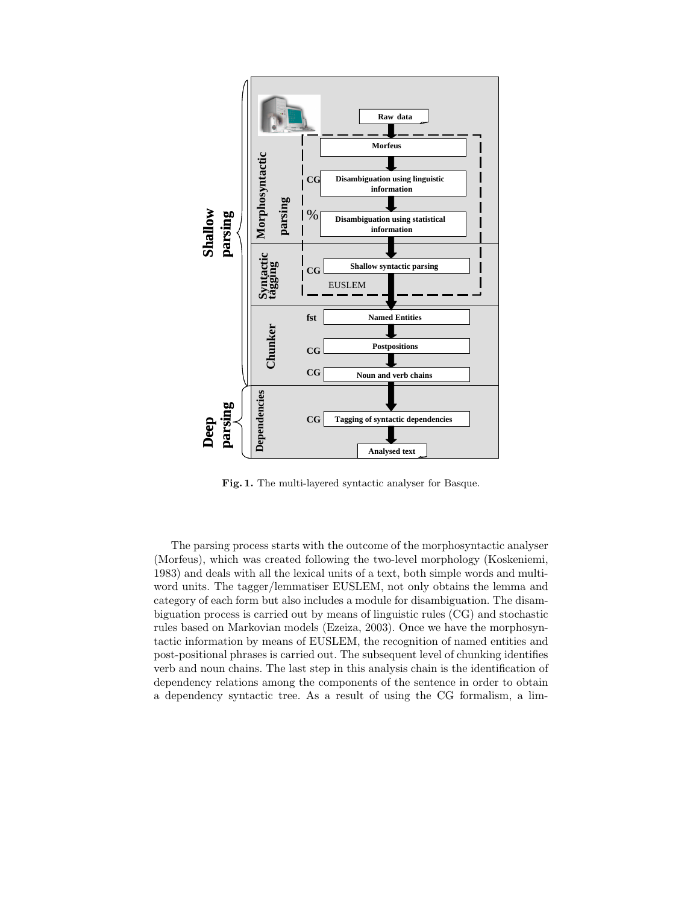Fig. 1. The multi-layered syntactic analyser for Basque.

The parsing process starts with the outcome of the morphosyntactic analyser (Morfeus), which was created following the two-level morphology (Koskeniemi, 1983) and deals with all the lexical units of a text, both simple words and multiword units. The tagger/lemmatiser EUSLEM, not only obtains the lemma and category of each form but also includes a module for disambiguation. The disambiguation process is carried out by means of linguistic rules (CG) and stochastic rules based on Markovian models (Ezeiza, 2003). Once we have the morphosyntactic information by means of EUSLEM, the recognition of named entities and post-positional phrases is carried out. The subsequent level of chunking identifies verb and noun chains. The last step in this analysis chain is the identification of dependency relations among the components of the sentence in order to obtain a dependency syntactic tree. As a result of using the CG formalism, a lim-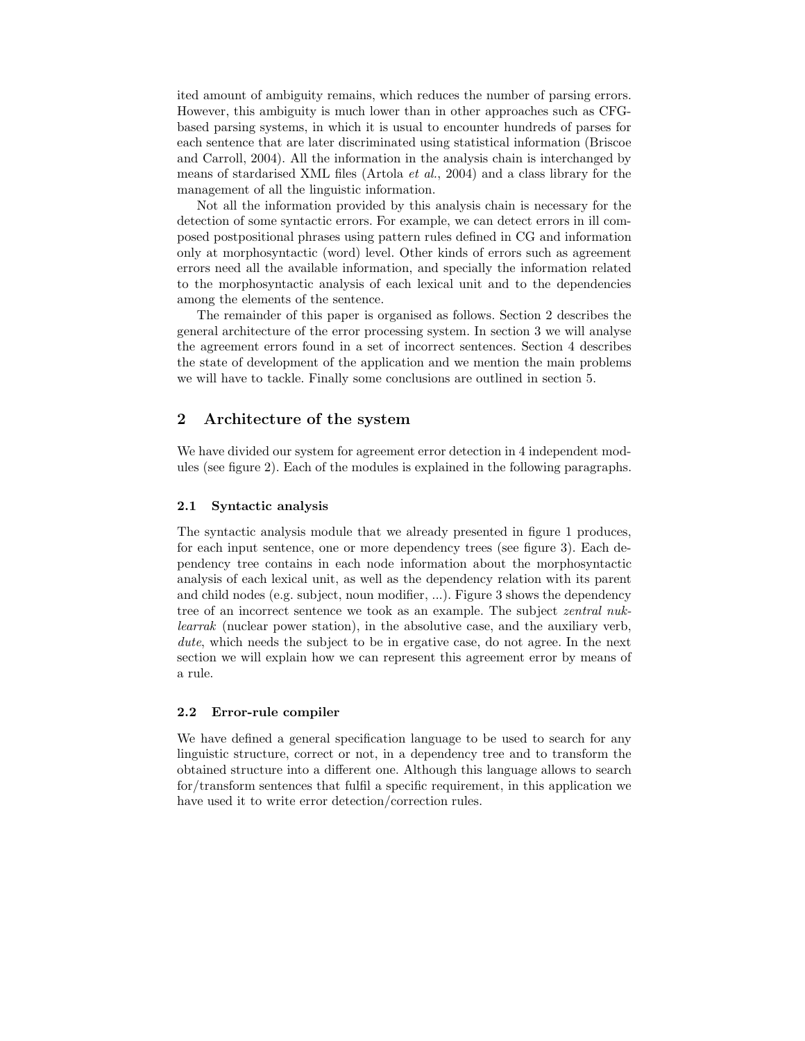ited amount of ambiguity remains, which reduces the number of parsing errors. However, this ambiguity is much lower than in other approaches such as CFG-based parsing systems, in which it is usual to encounter hundreds of parses for each sentence that are later discriminated using statistical information (Briscoe and Carroll, 2004). All the information in the analysis chain is interchanged by means of stardarised XML files (Artola *et al.*, 2004) and a class library for the management of all the linguistic information.

Not all the information provided by this analysis chain is necessary for the detection of some syntactic errors. For example, we can detect errors in ill composed postpositional phrases using pattern rules defined in CG and information only at morphosyntactic (word) level. Other kinds of errors such as agreement errors need all the available information, and specially the information related to the morphosyntactic analysis of each lexical unit and to the dependencies among the elements of the sentence.

The remainder of this paper is organised as follows. Section 2 describes the general architecture of the error processing system. In section 3 we will analyse the agreement errors found in a set of incorrect sentences. Section 4 describes the state of development of the application and we mention the main problems we will have to tackle. Finally some conclusions are outlined in section 5.

## 2 Architecture of the system

We have divided our system for agreement error detection in 4 independent modules (see figure 2). Each of the modules is explained in the following paragraphs.

### 2.1 Syntactic analysis

The syntactic analysis module that we already presented in figure 1 produces, for each input sentence, one or more dependency trees (see figure 3). Each dependency tree contains in each node information about the morphosyntactic analysis of each lexical unit, as well as the dependency relation with its parent and child nodes (e.g. subject, noun modifier, ...). Figure 3 shows the dependency tree of an incorrect sentence we took as an example. The subject *zentral nuklearrak* (nuclear power station), in the absolutive case, and the auxiliary verb, *dute*, which needs the subject to be in ergative case, do not agree. In the next section we will explain how we can represent this agreement error by means of a rule.

### 2.2 Error-rule compiler

We have defined a general specification language to be used to search for any linguistic structure, correct or not, in a dependency tree and to transform the obtained structure into a different one. Although this language allows to search for/transform sentences that fulfil a specific requirement, in this application we have used it to write error detection/correction rules.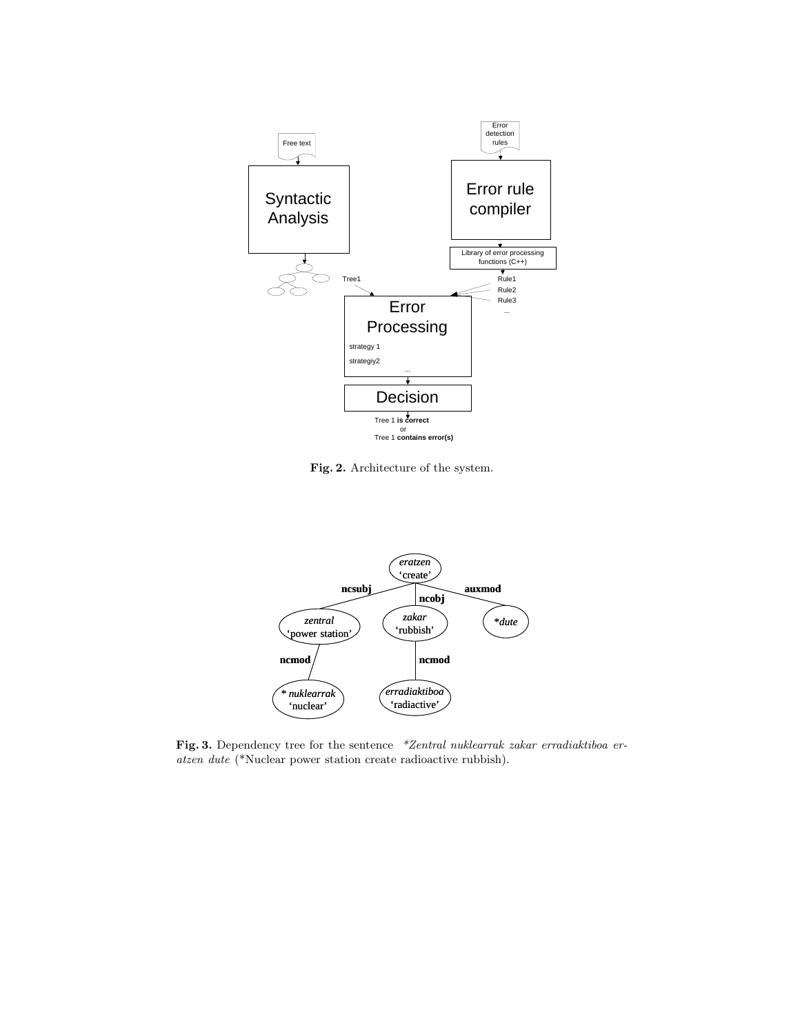Fig. 2. Architecture of the system.

Fig. 3. Dependency tree for the sentence *\*Zentral nuklearrak zakar erradiaktiboa eratzen dute* (\*Nuclear power station create radioactive rubbish).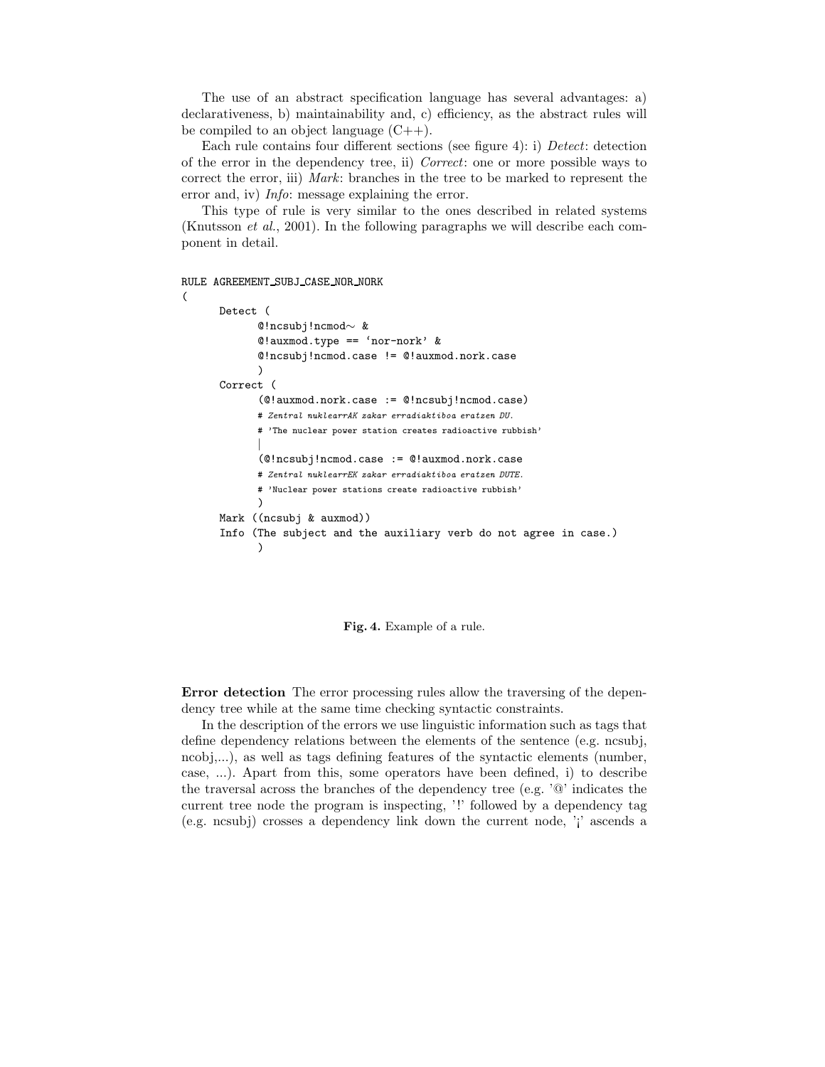The use of an abstract specification language has several advantages: a) declarativeness, b) maintainability and, c) efficiency, as the abstract rules will be compiled to an object language (C++).

Each rule contains four different sections (see figure 4): i) *Detect*: detection of the error in the dependency tree, ii) *Correct*: one or more possible ways to correct the error, iii) *Mark*: branches in the tree to be marked to represent the error and, iv) *Info*: message explaining the error.

This type of rule is very similar to the ones described in related systems (Knutsson *et al.*, 2001). In the following paragraphs we will describe each component in detail.

```
RULE AGREEMENT_SUBJ_CASE_NOR_NORK
(
      Detect (
            @!ncsubj!ncmod~ &
            @!auxmod.type == 'nor-nork' &
            @!ncsubj!ncmod.case != @!auxmod.nork.case
            )
      Correct (
            (@!auxmod.nork.case := @!ncsubj!ncmod.case)
            # Zentral nuklearrAK zakar erradiaktiboa eratzen DU.
            # 'The nuclear power station creates radioactive rubbish'
            |
            (@!ncsubj!ncmod.case := @!auxmod.nork.case
            # Zentral nuklearrEK zakar erradiaktiboa eratzen DUTE.
            # 'Nuclear power stations create radioactive rubbish'
            )
      Mark ((ncsubj & auxmod))
      Info (The subject and the auxiliary verb do not agree in case.)
            )
```

**Fig. 4.** Example of a rule.

**Error detection** The error processing rules allow the traversing of the dependency tree while at the same time checking syntactic constraints.

In the description of the errors we use linguistic information such as tags that define dependency relations between the elements of the sentence (e.g. ncsubj, ncobj,...), as well as tags defining features of the syntactic elements (number, case, ...). Apart from this, some operators have been defined, i) to describe the traversal across the branches of the dependency tree (e.g. '@' indicates the current tree node the program is inspecting, '!' followed by a dependency tag (e.g. ncsubj) crosses a dependency link down the current node, '¡' ascends a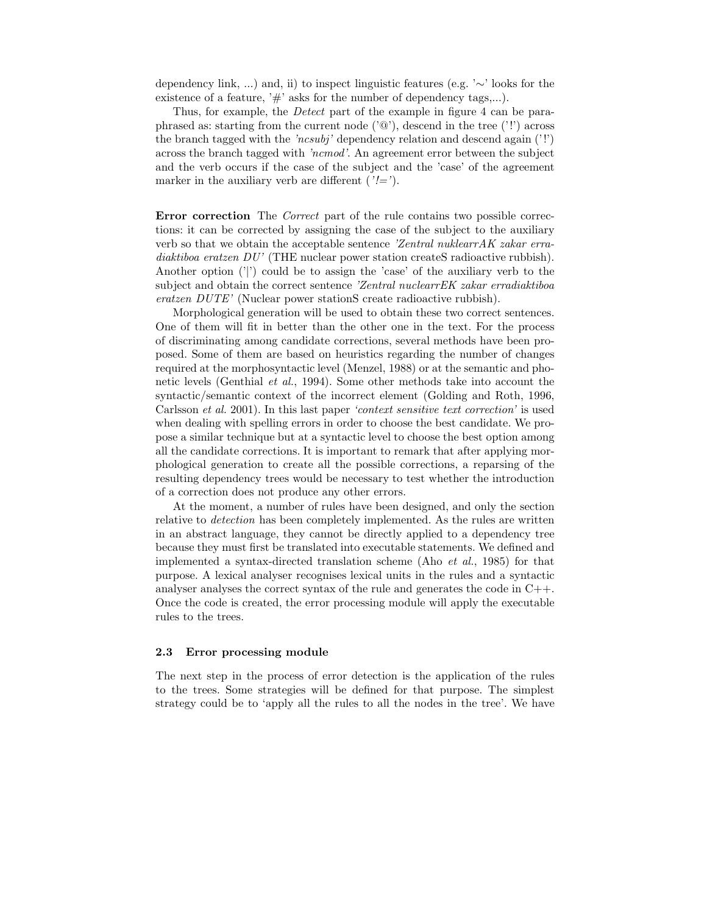dependency link, ...) and, ii) to inspect linguistic features (e.g. '∼' looks for the existence of a feature, '#' asks for the number of dependency tags,...).

Thus, for example, the *Detect* part of the example in figure 4 can be paraphrased as: starting from the current node ('@'), descend in the tree ('!') across the branch tagged with the *'ncsubj'* dependency relation and descend again ('!') across the branch tagged with *'ncmod'*. An agreement error between the subject and the verb occurs if the case of the subject and the 'case' of the agreement marker in the auxiliary verb are different ( *'!='* ).

**Error correction** The *Correct* part of the rule contains two possible corrections: it can be corrected by assigning the case of the subject to the auxiliary verb so that we obtain the acceptable sentence *'Zentral nuklearrAK zakar erradiaktiboa eratzen DU'* (THE nuclear power station createS radioactive rubbish). Another option ('|') could be to assign the 'case' of the auxiliary verb to the subject and obtain the correct sentence *'Zentral nuclearrEK zakar erradiaktiboa eratzen DUTE'* (Nuclear power stationS create radioactive rubbish).

Morphological generation will be used to obtain these two correct sentences. One of them will fit in better than the other one in the text. For the process of discriminating among candidate corrections, several methods have been proposed. Some of them are based on heuristics regarding the number of changes required at the morphosyntactic level (Menzel, 1988) or at the semantic and phonetic levels (Genthial *et al.*, 1994). Some other methods take into account the syntactic/semantic context of the incorrect element (Golding and Roth, 1996, Carlsson *et al.* 2001). In this last paper *'context sensitive text correction'* is used when dealing with spelling errors in order to choose the best candidate. We propose a similar technique but at a syntactic level to choose the best option among all the candidate corrections. It is important to remark that after applying morphological generation to create all the possible corrections, a reparsing of the resulting dependency trees would be necessary to test whether the introduction of a correction does not produce any other errors.

At the moment, a number of rules have been designed, and only the section relative to *detection* has been completely implemented. As the rules are written in an abstract language, they cannot be directly applied to a dependency tree because they must first be translated into executable statements. We defined and implemented a syntax-directed translation scheme (Aho *et al.*, 1985) for that purpose. A lexical analyser recognises lexical units in the rules and a syntactic analyser analyses the correct syntax of the rule and generates the code in C++. Once the code is created, the error processing module will apply the executable rules to the trees.

### 2.3 Error processing module

The next step in the process of error detection is the application of the rules to the trees. Some strategies will be defined for that purpose. The simplest strategy could be to 'apply all the rules to all the nodes in the tree'. We have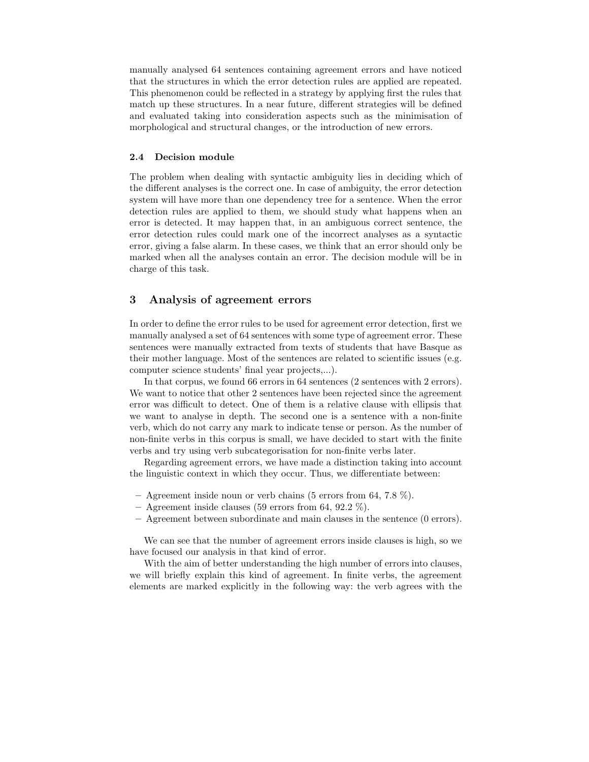manually analysed 64 sentences containing agreement errors and have noticed that the structures in which the error detection rules are applied are repeated. This phenomenon could be reflected in a strategy by applying first the rules that match up these structures. In a near future, different strategies will be defined and evaluated taking into consideration aspects such as the minimisation of morphological and structural changes, or the introduction of new errors.

### 2.4 Decision module

The problem when dealing with syntactic ambiguity lies in deciding which of the different analyses is the correct one. In case of ambiguity, the error detection system will have more than one dependency tree for a sentence. When the error detection rules are applied to them, we should study what happens when an error is detected. It may happen that, in an ambiguous correct sentence, the error detection rules could mark one of the incorrect analyses as a syntactic error, giving a false alarm. In these cases, we think that an error should only be marked when all the analyses contain an error. The decision module will be in charge of this task.

## 3 Analysis of agreement errors

In order to define the error rules to be used for agreement error detection, first we manually analysed a set of 64 sentences with some type of agreement error. These sentences were manually extracted from texts of students that have Basque as their mother language. Most of the sentences are related to scientific issues (e.g. computer science students' final year projects,...).

In that corpus, we found 66 errors in 64 sentences (2 sentences with 2 errors). We want to notice that other 2 sentences have been rejected since the agreement error was difficult to detect. One of them is a relative clause with ellipsis that we want to analyse in depth. The second one is a sentence with a non-finite verb, which do not carry any mark to indicate tense or person. As the number of non-finite verbs in this corpus is small, we have decided to start with the finite verbs and try using verb subcategorisation for non-finite verbs later.

Regarding agreement errors, we have made a distinction taking into account the linguistic context in which they occur. Thus, we differentiate between:

- Agreement inside noun or verb chains (5 errors from 64, 7.8 %).
- Agreement inside clauses (59 errors from 64, 92.2 %).
- Agreement between subordinate and main clauses in the sentence (0 errors).

We can see that the number of agreement errors inside clauses is high, so we have focused our analysis in that kind of error.

With the aim of better understanding the high number of errors into clauses, we will briefly explain this kind of agreement. In finite verbs, the agreement elements are marked explicitly in the following way: the verb agrees with the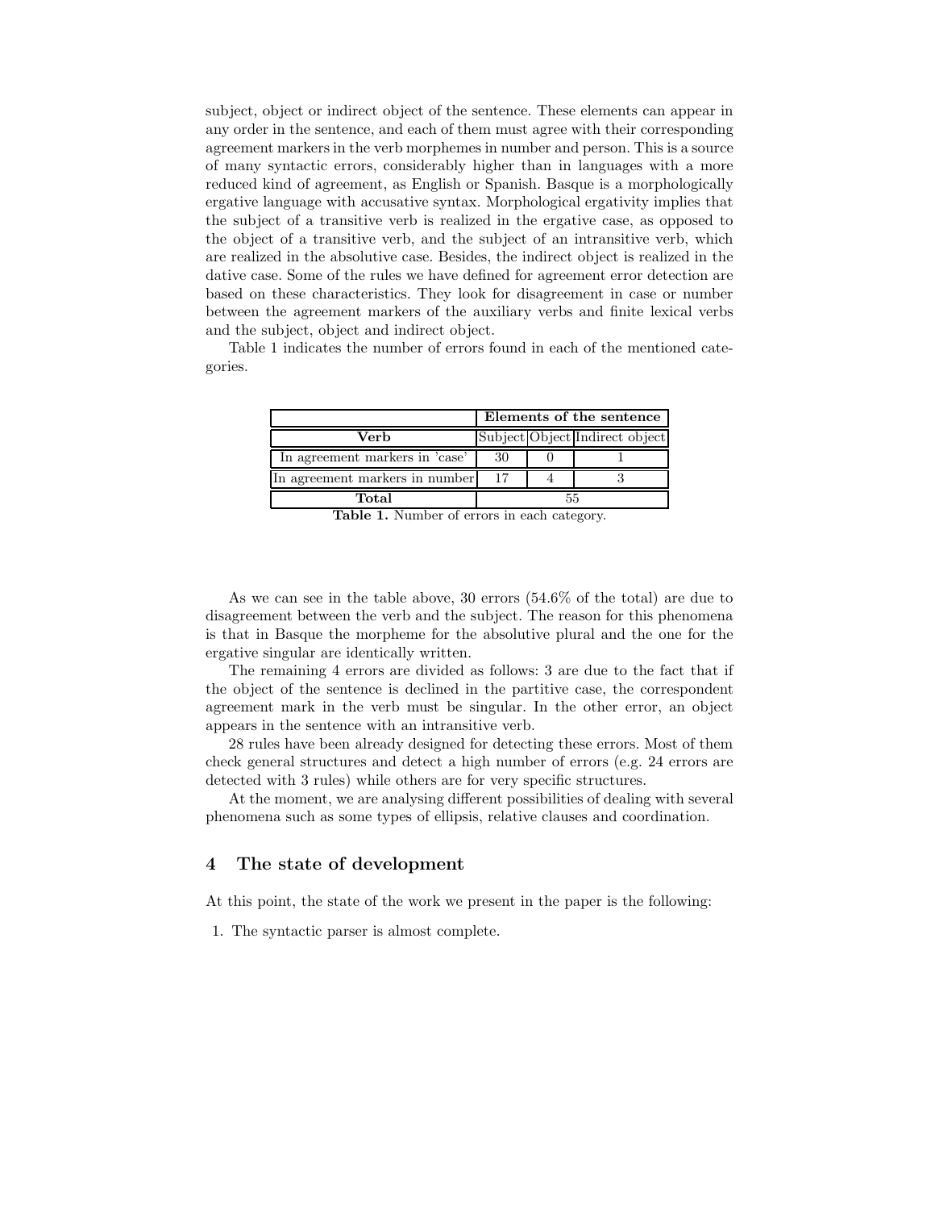subject, object or indirect object of the sentence. These elements can appear in any order in the sentence, and each of them must agree with their corresponding agreement markers in the verb morphemes in number and person. This is a source of many syntactic errors, considerably higher than in languages with a more reduced kind of agreement, as English or Spanish. Basque is a morphologically ergative language with accusative syntax. Morphological ergativity implies that the subject of a transitive verb is realized in the ergative case, as opposed to the object of a transitive verb, and the subject of an intransitive verb, which are realized in the absolutive case. Besides, the indirect object is realized in the dative case. Some of the rules we have defined for agreement error detection are based on these characteristics. They look for disagreement in case or number between the agreement markers of the auxiliary verbs and finite lexical verbs and the subject, object and indirect object.

Table 1 indicates the number of errors found in each of the mentioned categories.

| | **Elements of the sentence** | | |
|---|---|---|---|
| **Verb** | Subject | Object | Indirect object |
| In agreement markers in 'case' | 30 | 0 | 1 |
| In agreement markers in number | 17 | 4 | 3 |
| **Total** | 55 | | |

**Table 1.** Number of errors in each category.

As we can see in the table above, 30 errors (54.6% of the total) are due to disagreement between the verb and the subject. The reason for this phenomena is that in Basque the morpheme for the absolutive plural and the one for the ergative singular are identically written.

The remaining 4 errors are divided as follows: 3 are due to the fact that if the object of the sentence is declined in the partitive case, the correspondent agreement mark in the verb must be singular. In the other error, an object appears in the sentence with an intransitive verb.

28 rules have been already designed for detecting these errors. Most of them check general structures and detect a high number of errors (e.g. 24 errors are detected with 3 rules) while others are for very specific structures.

At the moment, we are analysing different possibilities of dealing with several phenomena such as some types of ellipsis, relative clauses and coordination.

## 4 The state of development

At this point, the state of the work we present in the paper is the following:

1. The syntactic parser is almost complete.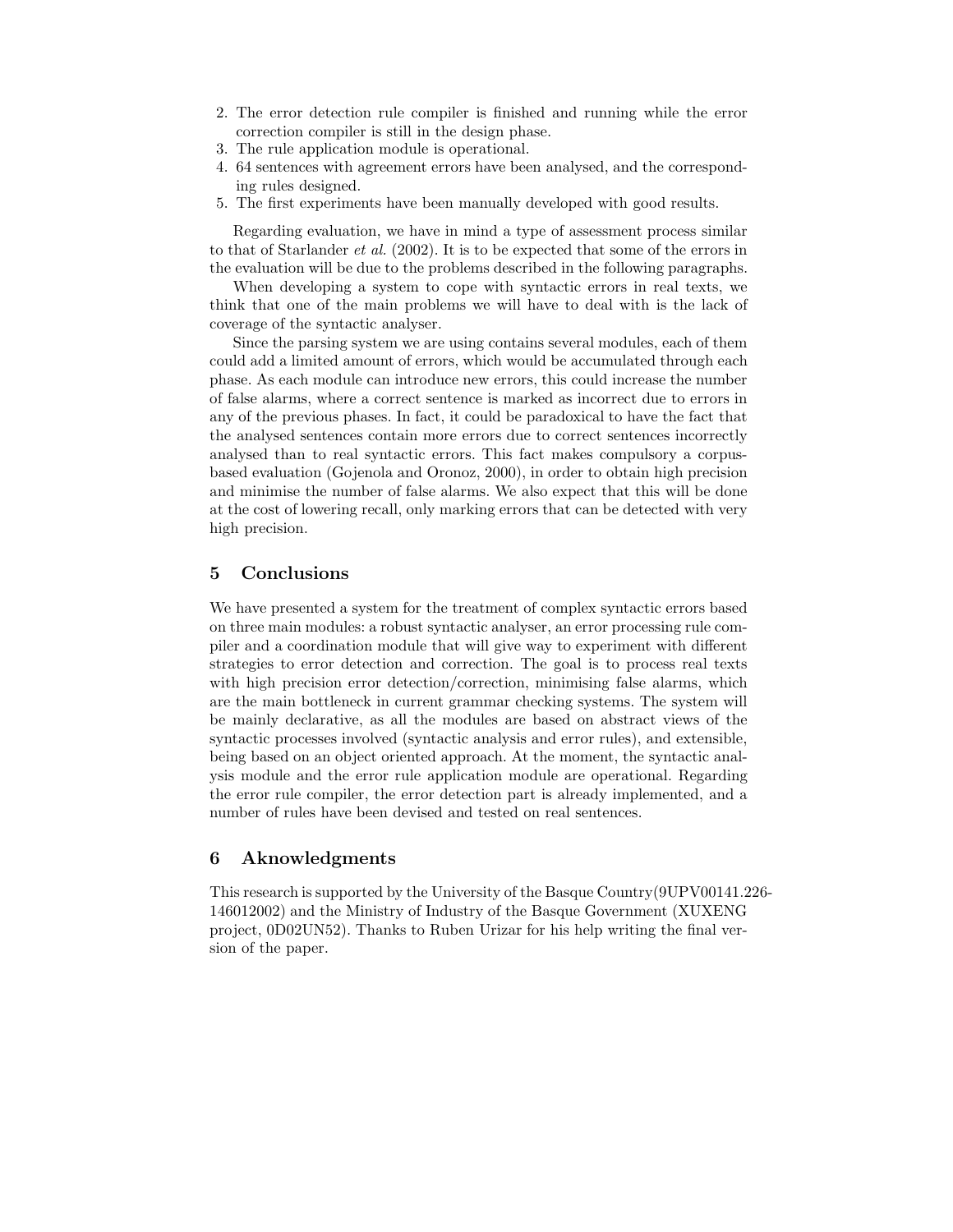2. The error detection rule compiler is finished and running while the error correction compiler is still in the design phase.
3. The rule application module is operational.
4. 64 sentences with agreement errors have been analysed, and the corresponding rules designed.
5. The first experiments have been manually developed with good results.

Regarding evaluation, we have in mind a type of assessment process similar to that of Starlander *et al.* (2002). It is to be expected that some of the errors in the evaluation will be due to the problems described in the following paragraphs.

When developing a system to cope with syntactic errors in real texts, we think that one of the main problems we will have to deal with is the lack of coverage of the syntactic analyser.

Since the parsing system we are using contains several modules, each of them could add a limited amount of errors, which would be accumulated through each phase. As each module can introduce new errors, this could increase the number of false alarms, where a correct sentence is marked as incorrect due to errors in any of the previous phases. In fact, it could be paradoxical to have the fact that the analysed sentences contain more errors due to correct sentences incorrectly analysed than to real syntactic errors. This fact makes compulsory a corpus-based evaluation (Gojenola and Oronoz, 2000), in order to obtain high precision and minimise the number of false alarms. We also expect that this will be done at the cost of lowering recall, only marking errors that can be detected with very high precision.

## 5 Conclusions

We have presented a system for the treatment of complex syntactic errors based on three main modules: a robust syntactic analyser, an error processing rule compiler and a coordination module that will give way to experiment with different strategies to error detection and correction. The goal is to process real texts with high precision error detection/correction, minimising false alarms, which are the main bottleneck in current grammar checking systems. The system will be mainly declarative, as all the modules are based on abstract views of the syntactic processes involved (syntactic analysis and error rules), and extensible, being based on an object oriented approach. At the moment, the syntactic analysis module and the error rule application module are operational. Regarding the error rule compiler, the error detection part is already implemented, and a number of rules have been devised and tested on real sentences.

## 6 Aknowledgments

This research is supported by the University of the Basque Country(9UPV00141.226-146012002) and the Ministry of Industry of the Basque Government (XUXENG project, 0D02UN52). Thanks to Ruben Urizar for his help writing the final version of the paper.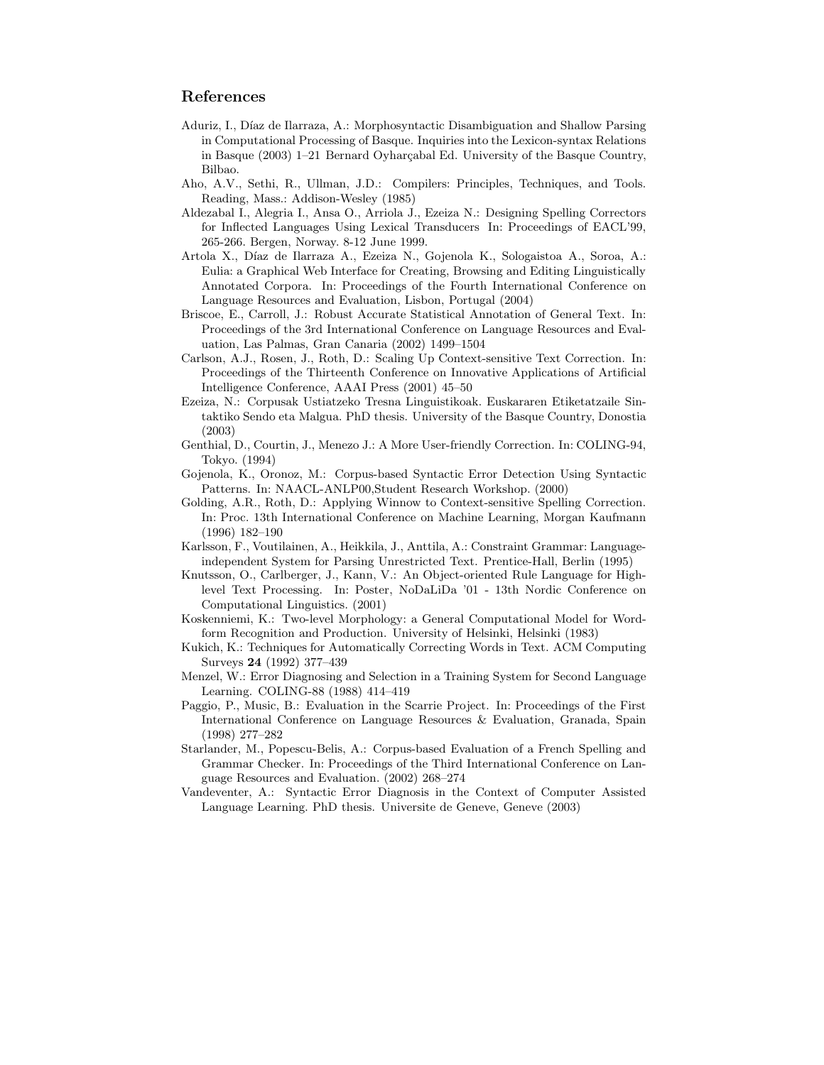## References

Aduriz, I., Díaz de Ilarraza, A.: Morphosyntactic Disambiguation and Shallow Parsing in Computational Processing of Basque. Inquiries into the Lexicon-syntax Relations in Basque (2003) 1–21 Bernard Oyharçabal Ed. University of the Basque Country, Bilbao.

Aho, A.V., Sethi, R., Ullman, J.D.: Compilers: Principles, Techniques, and Tools. Reading, Mass.: Addison-Wesley (1985)

Aldezabal I., Alegria I., Ansa O., Arriola J., Ezeiza N.: Designing Spelling Correctors for Inflected Languages Using Lexical Transducers In: Proceedings of EACL'99, 265-266. Bergen, Norway. 8-12 June 1999.

Artola X., Díaz de Ilarraza A., Ezeiza N., Gojenola K., Sologaistoa A., Soroa, A.: Eulia: a Graphical Web Interface for Creating, Browsing and Editing Linguistically Annotated Corpora. In: Proceedings of the Fourth International Conference on Language Resources and Evaluation, Lisbon, Portugal (2004)

Briscoe, E., Carroll, J.: Robust Accurate Statistical Annotation of General Text. In: Proceedings of the 3rd International Conference on Language Resources and Evaluation, Las Palmas, Gran Canaria (2002) 1499–1504

Carlson, A.J., Rosen, J., Roth, D.: Scaling Up Context-sensitive Text Correction. In: Proceedings of the Thirteenth Conference on Innovative Applications of Artificial Intelligence Conference, AAAI Press (2001) 45–50

Ezeiza, N.: Corpusak Ustiatzeko Tresna Linguistikoak. Euskararen Etiketatzaile Sintaktiko Sendo eta Malgua. PhD thesis. University of the Basque Country, Donostia (2003)

Genthial, D., Courtin, J., Menezo J.: A More User-friendly Correction. In: COLING-94, Tokyo. (1994)

Gojenola, K., Oronoz, M.: Corpus-based Syntactic Error Detection Using Syntactic Patterns. In: NAACL-ANLP00,Student Research Workshop. (2000)

Golding, A.R., Roth, D.: Applying Winnow to Context-sensitive Spelling Correction. In: Proc. 13th International Conference on Machine Learning, Morgan Kaufmann (1996) 182–190

Karlsson, F., Voutilainen, A., Heikkila, J., Anttila, A.: Constraint Grammar: Language-independent System for Parsing Unrestricted Text. Prentice-Hall, Berlin (1995)

Knutsson, O., Carlberger, J., Kann, V.: An Object-oriented Rule Language for High-level Text Processing. In: Poster, NoDaLiDa '01 - 13th Nordic Conference on Computational Linguistics. (2001)

Koskenniemi, K.: Two-level Morphology: a General Computational Model for Word-form Recognition and Production. University of Helsinki, Helsinki (1983)

Kukich, K.: Techniques for Automatically Correcting Words in Text. ACM Computing Surveys **24** (1992) 377–439

Menzel, W.: Error Diagnosing and Selection in a Training System for Second Language Learning. COLING-88 (1988) 414–419

Paggio, P., Music, B.: Evaluation in the Scarrie Project. In: Proceedings of the First International Conference on Language Resources & Evaluation, Granada, Spain (1998) 277–282

Starlander, M., Popescu-Belis, A.: Corpus-based Evaluation of a French Spelling and Grammar Checker. In: Proceedings of the Third International Conference on Language Resources and Evaluation. (2002) 268–274

Vandeventer, A.: Syntactic Error Diagnosis in the Context of Computer Assisted Language Learning. PhD thesis. Universite de Geneve, Geneve (2003)